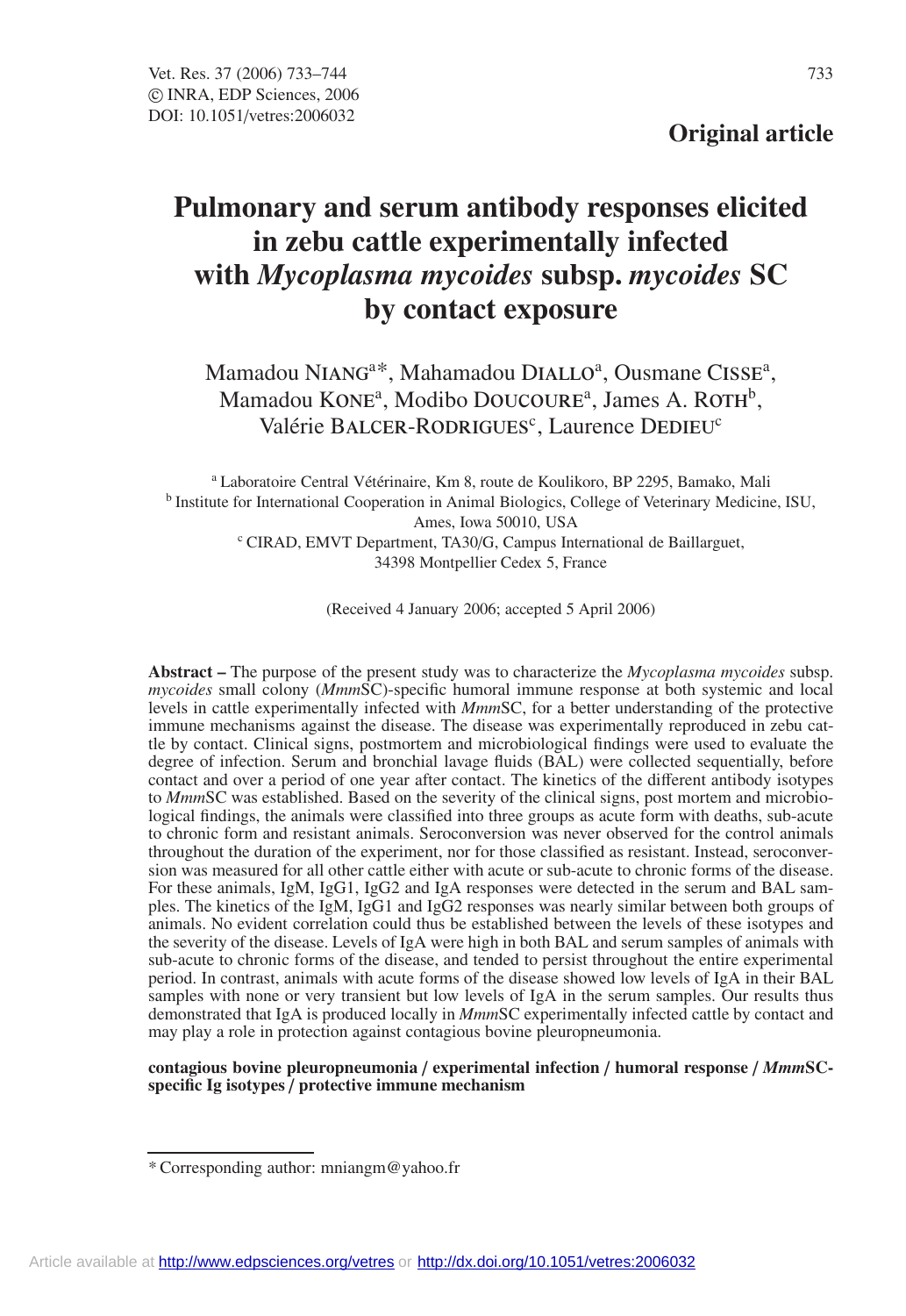**Original article**

# Pulmonary and serum antibody responses elicited in zebu cattle experimentally infected with *Mycoplasma mycoides* subsp. *mycoides* SC by contact exposure

Mamadou NIANG[a]*, Mahamadou DIALLO[a], Ousmane CISSE[a], Mamadou KONE[a], Modibo DOUCOURE[a], James A. ROTH[b], Valérie BALCER-RODRIGUES[c], Laurence DEDIEU[c]

[a] Laboratoire Central Vétérinaire, Km 8, route de Koulikoro, BP 2295, Bamako, Mali
[b] Institute for International Cooperation in Animal Biologics, College of Veterinary Medicine, ISU, Ames, Iowa 50010, USA
[c] CIRAD, EMVT Department, TA30/G, Campus International de Baillarguet, 34398 Montpellier Cedex 5, France

(Received 4 January 2006; accepted 5 April 2006)

**Abstract –** The purpose of the present study was to characterize the *Mycoplasma mycoides* subsp. *mycoides* small colony (*Mmm*SC)-specific humoral immune response at both systemic and local levels in cattle experimentally infected with *Mmm*SC, for a better understanding of the protective immune mechanisms against the disease. The disease was experimentally reproduced in zebu cattle by contact. Clinical signs, postmortem and microbiological findings were used to evaluate the degree of infection. Serum and bronchial lavage fluids (BAL) were collected sequentially, before contact and over a period of one year after contact. The kinetics of the different antibody isotypes to *Mmm*SC was established. Based on the severity of the clinical signs, post mortem and microbiological findings, the animals were classified into three groups as acute form with deaths, sub-acute to chronic form and resistant animals. Seroconversion was never observed for the control animals throughout the duration of the experiment, nor for those classified as resistant. Instead, seroconversion was measured for all other cattle either with acute or sub-acute to chronic forms of the disease. For these animals, IgM, IgG1, IgG2 and IgA responses were detected in the serum and BAL samples. The kinetics of the IgM, IgG1 and IgG2 responses was nearly similar between both groups of animals. No evident correlation could thus be established between the levels of these isotypes and the severity of the disease. Levels of IgA were high in both BAL and serum samples of animals with sub-acute to chronic forms of the disease, and tended to persist throughout the entire experimental period. In contrast, animals with acute forms of the disease showed low levels of IgA in their BAL samples with none or very transient but low levels of IgA in the serum samples. Our results thus demonstrated that IgA is produced locally in *Mmm*SC experimentally infected cattle by contact and may play a role in protection against contagious bovine pleuropneumonia.

**contagious bovine pleuropneumonia / experimental infection / humoral response / *Mmm*SC-specific Ig isotypes / protective immune mechanism**

---

* Corresponding author: mniangm@yahoo.fr

Article available at http://www.edpsciences.org/vetres or http://dx.doi.org/10.1051/vetres:2006032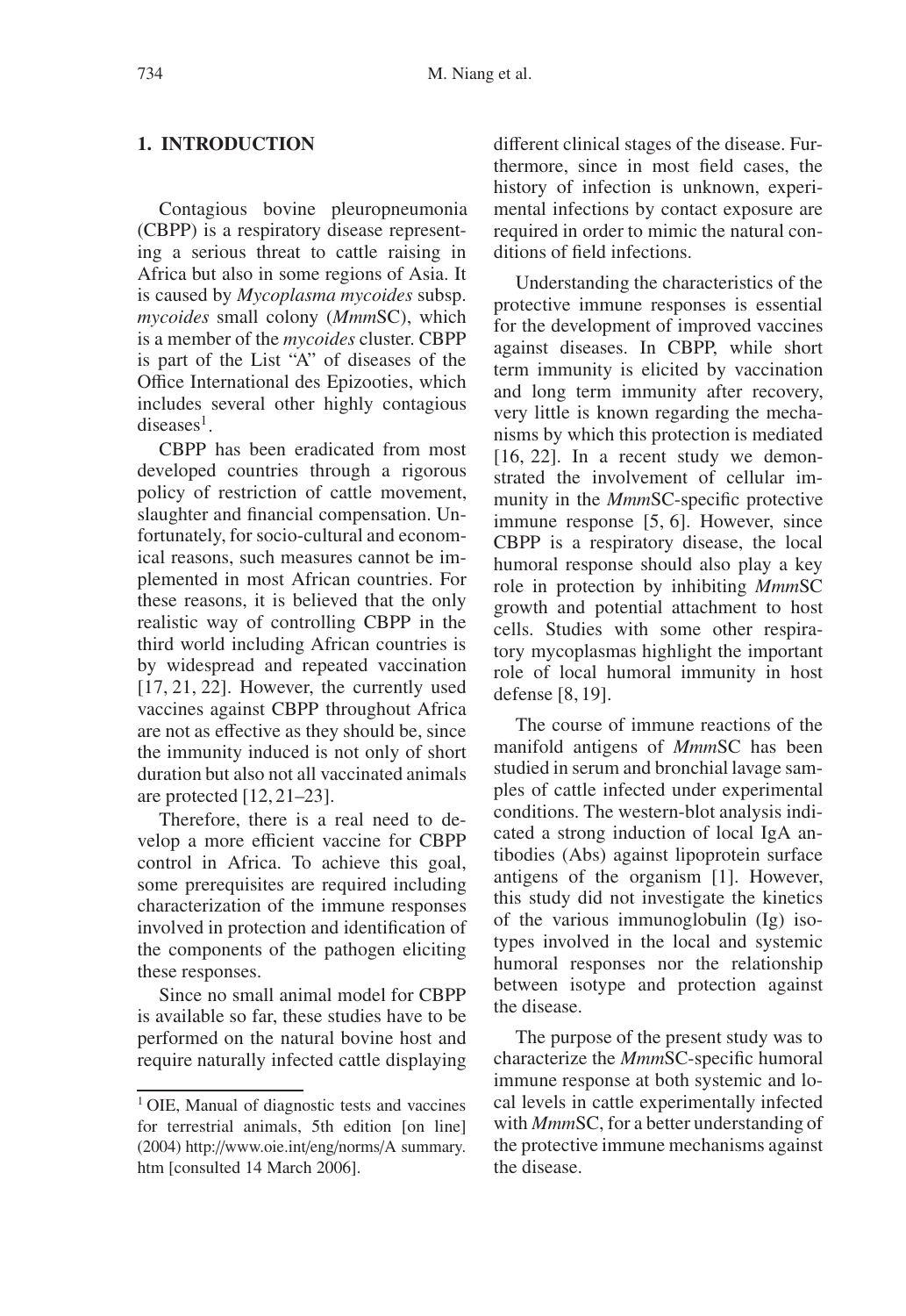## 1. INTRODUCTION

Contagious bovine pleuropneumonia (CBPP) is a respiratory disease representing a serious threat to cattle raising in Africa but also in some regions of Asia. It is caused by *Mycoplasma mycoides* subsp. *mycoides* small colony (*Mmm*SC), which is a member of the *mycoides* cluster. CBPP is part of the List "A" of diseases of the Office International des Epizooties, which includes several other highly contagious diseases[1].

CBPP has been eradicated from most developed countries through a rigorous policy of restriction of cattle movement, slaughter and financial compensation. Unfortunately, for socio-cultural and economical reasons, such measures cannot be implemented in most African countries. For these reasons, it is believed that the only realistic way of controlling CBPP in the third world including African countries is by widespread and repeated vaccination [17, 21, 22]. However, the currently used vaccines against CBPP throughout Africa are not as effective as they should be, since the immunity induced is not only of short duration but also not all vaccinated animals are protected [12, 21–23].

Therefore, there is a real need to develop a more efficient vaccine for CBPP control in Africa. To achieve this goal, some prerequisites are required including characterization of the immune responses involved in protection and identification of the components of the pathogen eliciting these responses.

Since no small animal model for CBPP is available so far, these studies have to be performed on the natural bovine host and require naturally infected cattle displaying different clinical stages of the disease. Furthermore, since in most field cases, the history of infection is unknown, experimental infections by contact exposure are required in order to mimic the natural conditions of field infections.

Understanding the characteristics of the protective immune responses is essential for the development of improved vaccines against diseases. In CBPP, while short term immunity is elicited by vaccination and long term immunity after recovery, very little is known regarding the mechanisms by which this protection is mediated [16, 22]. In a recent study we demonstrated the involvement of cellular immunity in the *Mmm*SC-specific protective immune response [5, 6]. However, since CBPP is a respiratory disease, the local humoral response should also play a key role in protection by inhibiting *Mmm*SC growth and potential attachment to host cells. Studies with some other respiratory mycoplasmas highlight the important role of local humoral immunity in host defense [8, 19].

The course of immune reactions of the manifold antigens of *Mmm*SC has been studied in serum and bronchial lavage samples of cattle infected under experimental conditions. The western-blot analysis indicated a strong induction of local IgA antibodies (Abs) against lipoprotein surface antigens of the organism [1]. However, this study did not investigate the kinetics of the various immunoglobulin (Ig) isotypes involved in the local and systemic humoral responses nor the relationship between isotype and protection against the disease.

The purpose of the present study was to characterize the *Mmm*SC-specific humoral immune response at both systemic and local levels in cattle experimentally infected with *Mmm*SC, for a better understanding of the protective immune mechanisms against the disease.

[1] OIE, Manual of diagnostic tests and vaccines for terrestrial animals, 5th edition [on line] (2004) http://www.oie.int/eng/norms/A summary.htm [consulted 14 March 2006].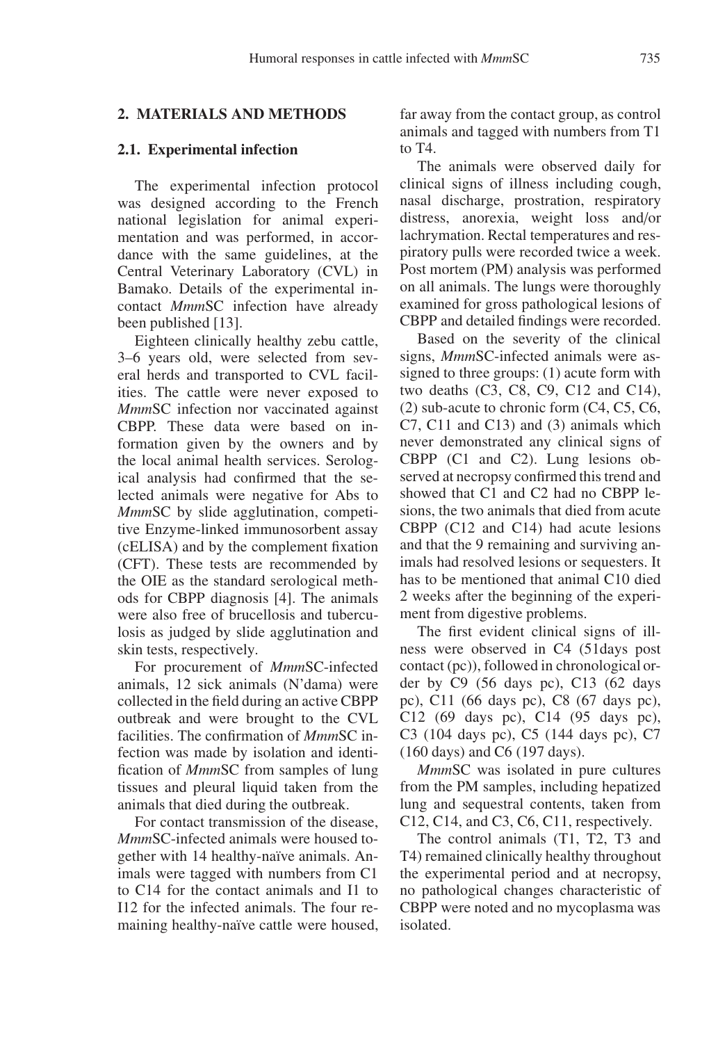## 2. MATERIALS AND METHODS

### 2.1. Experimental infection

The experimental infection protocol was designed according to the French national legislation for animal experimentation and was performed, in accordance with the same guidelines, at the Central Veterinary Laboratory (CVL) in Bamako. Details of the experimental in-contact *Mmm*SC infection have already been published [13].

Eighteen clinically healthy zebu cattle, 3–6 years old, were selected from several herds and transported to CVL facilities. The cattle were never exposed to *Mmm*SC infection nor vaccinated against CBPP. These data were based on information given by the owners and by the local animal health services. Serological analysis had confirmed that the selected animals were negative for Abs to *Mmm*SC by slide agglutination, competitive Enzyme-linked immunosorbent assay (cELISA) and by the complement fixation (CFT). These tests are recommended by the OIE as the standard serological methods for CBPP diagnosis [4]. The animals were also free of brucellosis and tuberculosis as judged by slide agglutination and skin tests, respectively.

For procurement of *Mmm*SC-infected animals, 12 sick animals (N'dama) were collected in the field during an active CBPP outbreak and were brought to the CVL facilities. The confirmation of *Mmm*SC infection was made by isolation and identification of *Mmm*SC from samples of lung tissues and pleural liquid taken from the animals that died during the outbreak.

For contact transmission of the disease, *Mmm*SC-infected animals were housed together with 14 healthy-naïve animals. Animals were tagged with numbers from C1 to C14 for the contact animals and I1 to I12 for the infected animals. The four remaining healthy-naïve cattle were housed, far away from the contact group, as control animals and tagged with numbers from T1 to T4.

The animals were observed daily for clinical signs of illness including cough, nasal discharge, prostration, respiratory distress, anorexia, weight loss and/or lachrymation. Rectal temperatures and respiratory pulls were recorded twice a week. Post mortem (PM) analysis was performed on all animals. The lungs were thoroughly examined for gross pathological lesions of CBPP and detailed findings were recorded.

Based on the severity of the clinical signs, *Mmm*SC-infected animals were assigned to three groups: (1) acute form with two deaths (C3, C8, C9, C12 and C14), (2) sub-acute to chronic form (C4, C5, C6, C7, C11 and C13) and (3) animals which never demonstrated any clinical signs of CBPP (C1 and C2). Lung lesions observed at necropsy confirmed this trend and showed that C1 and C2 had no CBPP lesions, the two animals that died from acute CBPP (C12 and C14) had acute lesions and that the 9 remaining and surviving animals had resolved lesions or sequesters. It has to be mentioned that animal C10 died 2 weeks after the beginning of the experiment from digestive problems.

The first evident clinical signs of illness were observed in C4 (51days post contact (pc)), followed in chronological order by C9 (56 days pc), C13 (62 days pc), C11 (66 days pc), C8 (67 days pc), C12 (69 days pc), C14 (95 days pc), C3 (104 days pc), C5 (144 days pc), C7 (160 days) and C6 (197 days).

*Mmm*SC was isolated in pure cultures from the PM samples, including hepatized lung and sequestral contents, taken from C12, C14, and C3, C6, C11, respectively.

The control animals (T1, T2, T3 and T4) remained clinically healthy throughout the experimental period and at necropsy, no pathological changes characteristic of CBPP were noted and no mycoplasma was isolated.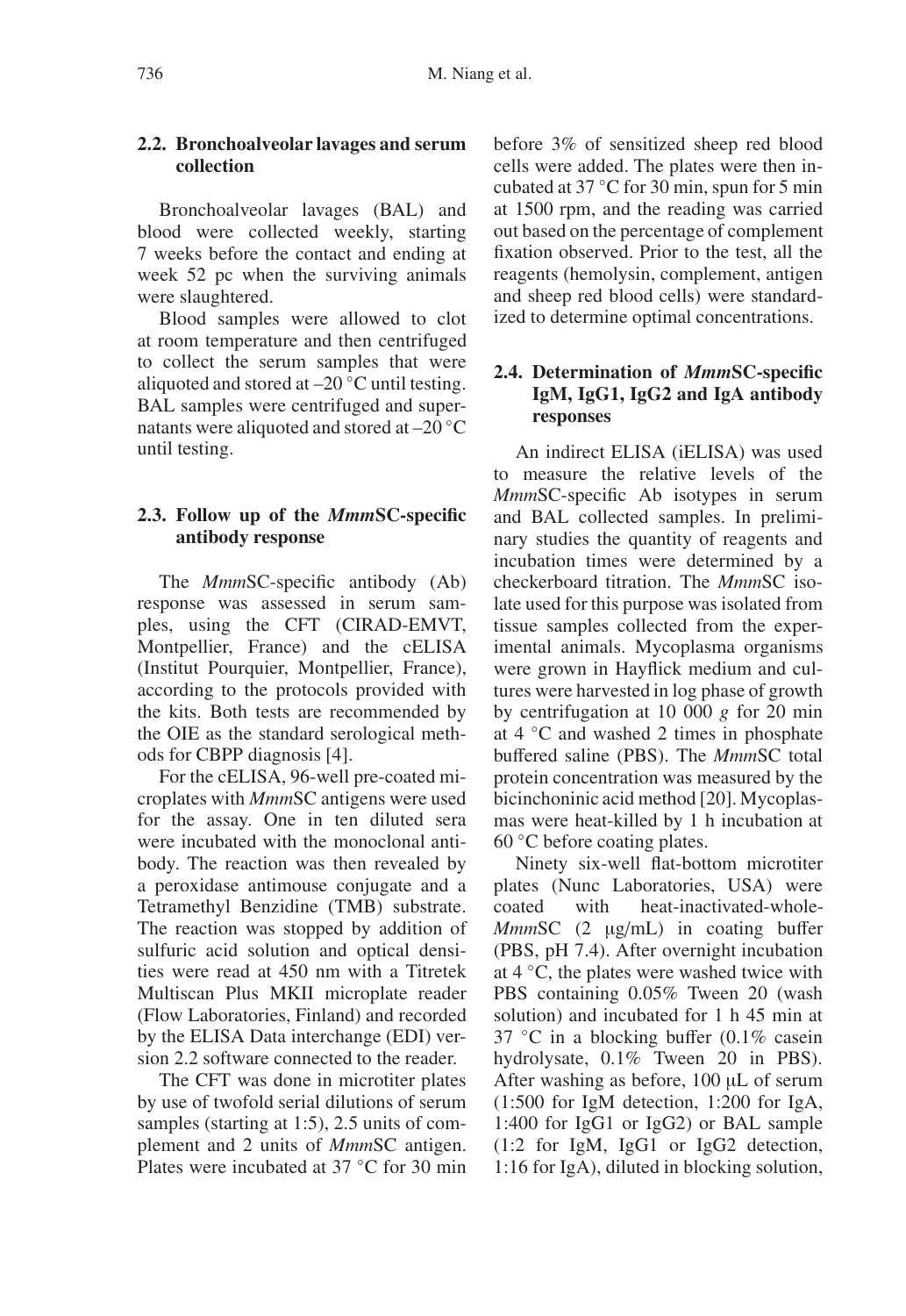### 2.2. Bronchoalveolar lavages and serum collection

Bronchoalveolar lavages (BAL) and blood were collected weekly, starting 7 weeks before the contact and ending at week 52 pc when the surviving animals were slaughtered.

Blood samples were allowed to clot at room temperature and then centrifuged to collect the serum samples that were aliquoted and stored at –20 °C until testing. BAL samples were centrifuged and supernatants were aliquoted and stored at –20 °C until testing.

### 2.3. Follow up of the *Mmm*SC-specific antibody response

The *Mmm*SC-specific antibody (Ab) response was assessed in serum samples, using the CFT (CIRAD-EMVT, Montpellier, France) and the cELISA (Institut Pourquier, Montpellier, France), according to the protocols provided with the kits. Both tests are recommended by the OIE as the standard serological methods for CBPP diagnosis [4].

For the cELISA, 96-well pre-coated microplates with *Mmm*SC antigens were used for the assay. One in ten diluted sera were incubated with the monoclonal antibody. The reaction was then revealed by a peroxidase antimouse conjugate and a Tetramethyl Benzidine (TMB) substrate. The reaction was stopped by addition of sulfuric acid solution and optical densities were read at 450 nm with a Titretek Multiscan Plus MKII microplate reader (Flow Laboratories, Finland) and recorded by the ELISA Data interchange (EDI) version 2.2 software connected to the reader.

The CFT was done in microtiter plates by use of twofold serial dilutions of serum samples (starting at 1:5), 2.5 units of complement and 2 units of *Mmm*SC antigen. Plates were incubated at 37 °C for 30 min before 3% of sensitized sheep red blood cells were added. The plates were then incubated at 37 °C for 30 min, spun for 5 min at 1500 rpm, and the reading was carried out based on the percentage of complement fixation observed. Prior to the test, all the reagents (hemolysin, complement, antigen and sheep red blood cells) were standardized to determine optimal concentrations.

### 2.4. Determination of *Mmm*SC-specific IgM, IgG1, IgG2 and IgA antibody responses

An indirect ELISA (iELISA) was used to measure the relative levels of the *Mmm*SC-specific Ab isotypes in serum and BAL collected samples. In preliminary studies the quantity of reagents and incubation times were determined by a checkerboard titration. The *Mmm*SC isolate used for this purpose was isolated from tissue samples collected from the experimental animals. Mycoplasma organisms were grown in Hayflick medium and cultures were harvested in log phase of growth by centrifugation at 10 000 *g* for 20 min at 4 °C and washed 2 times in phosphate buffered saline (PBS). The *Mmm*SC total protein concentration was measured by the bicinchoninic acid method [20]. Mycoplasmas were heat-killed by 1 h incubation at 60 °C before coating plates.

Ninety six-well flat-bottom microtiter plates (Nunc Laboratories, USA) were coated with heat-inactivated-whole-*Mmm*SC (2 μg/mL) in coating buffer (PBS, pH 7.4). After overnight incubation at 4 °C, the plates were washed twice with PBS containing 0.05% Tween 20 (wash solution) and incubated for 1 h 45 min at 37 °C in a blocking buffer (0.1% casein hydrolysate, 0.1% Tween 20 in PBS). After washing as before, 100 μL of serum (1:500 for IgM detection, 1:200 for IgA, 1:400 for IgG1 or IgG2) or BAL sample (1:2 for IgM, IgG1 or IgG2 detection, 1:16 for IgA), diluted in blocking solution,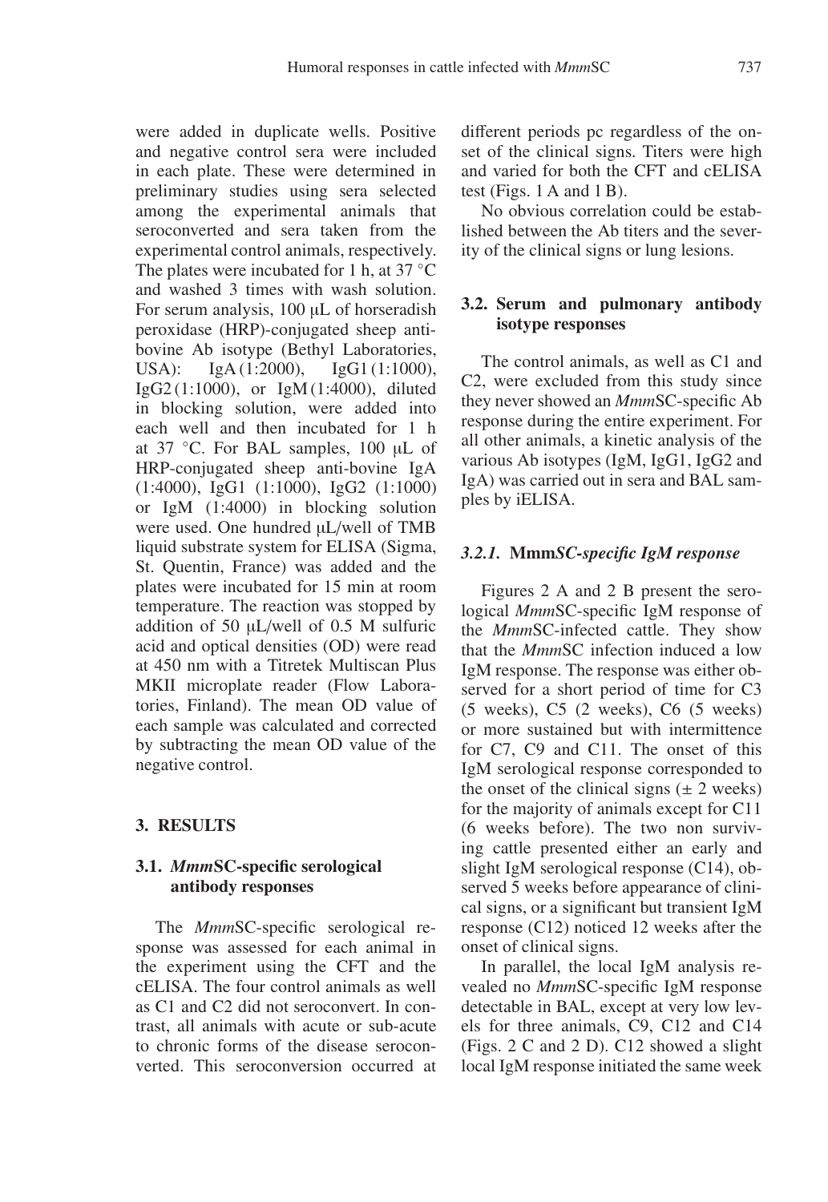were added in duplicate wells. Positive and negative control sera were included in each plate. These were determined in preliminary studies using sera selected among the experimental animals that seroconverted and sera taken from the experimental control animals, respectively. The plates were incubated for 1 h, at 37 °C and washed 3 times with wash solution. For serum analysis, 100 μL of horseradish peroxidase (HRP)-conjugated sheep anti-bovine Ab isotype (Bethyl Laboratories, USA): IgA (1:2000), IgG1 (1:1000), IgG2 (1:1000), or IgM (1:4000), diluted in blocking solution, were added into each well and then incubated for 1 h at 37 °C. For BAL samples, 100 μL of HRP-conjugated sheep anti-bovine IgA (1:4000), IgG1 (1:1000), IgG2 (1:1000) or IgM (1:4000) in blocking solution were used. One hundred μL/well of TMB liquid substrate system for ELISA (Sigma, St. Quentin, France) was added and the plates were incubated for 15 min at room temperature. The reaction was stopped by addition of 50 μL/well of 0.5 M sulfuric acid and optical densities (OD) were read at 450 nm with a Titretek Multiscan Plus MKII microplate reader (Flow Laboratories, Finland). The mean OD value of each sample was calculated and corrected by subtracting the mean OD value of the negative control.

## 3. RESULTS

### 3.1. *Mmm*SC-specific serological antibody responses

The *Mmm*SC-specific serological response was assessed for each animal in the experiment using the CFT and the cELISA. The four control animals as well as C1 and C2 did not seroconvert. In contrast, all animals with acute or sub-acute to chronic forms of the disease seroconverted. This seroconversion occurred at different periods pc regardless of the onset of the clinical signs. Titers were high and varied for both the CFT and cELISA test (Figs. 1 A and 1 B).

No obvious correlation could be established between the Ab titers and the severity of the clinical signs or lung lesions.

### 3.2. Serum and pulmonary antibody isotype responses

The control animals, as well as C1 and C2, were excluded from this study since they never showed an *Mmm*SC-specific Ab response during the entire experiment. For all other animals, a kinetic analysis of the various Ab isotypes (IgM, IgG1, IgG2 and IgA) was carried out in sera and BAL samples by iELISA.

#### *3.2.1.* **Mmm***SC-specific IgM response*

Figures 2 A and 2 B present the serological *Mmm*SC-specific IgM response of the *Mmm*SC-infected cattle. They show that the *Mmm*SC infection induced a low IgM response. The response was either observed for a short period of time for C3 (5 weeks), C5 (2 weeks), C6 (5 weeks) or more sustained but with intermittence for C7, C9 and C11. The onset of this IgM serological response corresponded to the onset of the clinical signs (± 2 weeks) for the majority of animals except for C11 (6 weeks before). The two non surviving cattle presented either an early and slight IgM serological response (C14), observed 5 weeks before appearance of clinical signs, or a significant but transient IgM response (C12) noticed 12 weeks after the onset of clinical signs.

In parallel, the local IgM analysis revealed no *Mmm*SC-specific IgM response detectable in BAL, except at very low levels for three animals, C9, C12 and C14 (Figs. 2 C and 2 D). C12 showed a slight local IgM response initiated the same week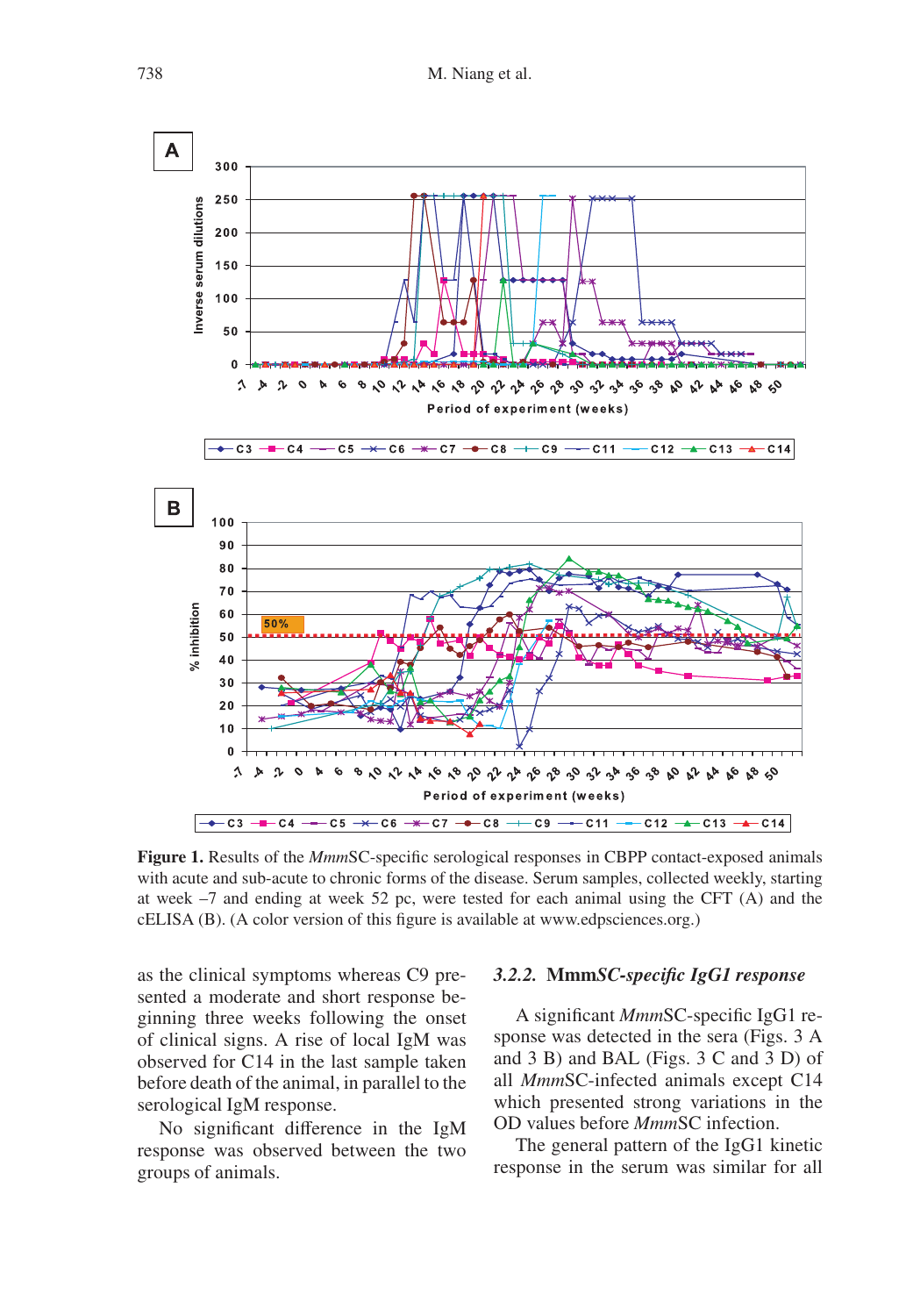**Figure 1.** Results of the *Mmm*SC-specific serological responses in CBPP contact-exposed animals with acute and sub-acute to chronic forms of the disease. Serum samples, collected weekly, starting at week –7 and ending at week 52 pc, were tested for each animal using the CFT (A) and the cELISA (B). (A color version of this figure is available at www.edpsciences.org.)

as the clinical symptoms whereas C9 presented a moderate and short response beginning three weeks following the onset of clinical signs. A rise of local IgM was observed for C14 in the last sample taken before death of the animal, in parallel to the serological IgM response.

No significant difference in the IgM response was observed between the two groups of animals.

### 3.2.2. *Mmm*SC-specific IgG1 response

A significant *Mmm*SC-specific IgG1 response was detected in the sera (Figs. 3 A and 3 B) and BAL (Figs. 3 C and 3 D) of all *Mmm*SC-infected animals except C14 which presented strong variations in the OD values before *Mmm*SC infection.

The general pattern of the IgG1 kinetic response in the serum was similar for all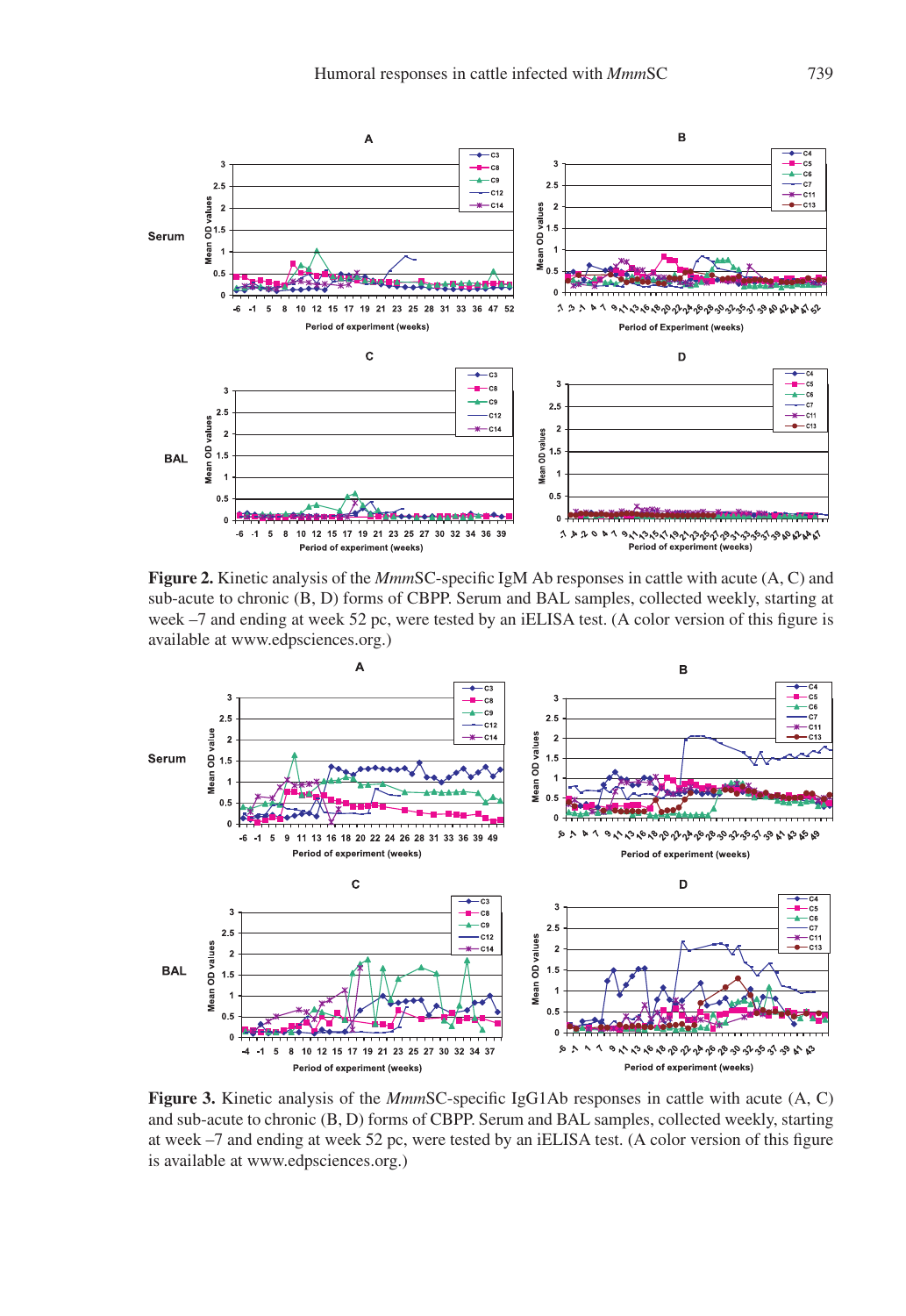**Figure 2.** Kinetic analysis of the *Mmm*SC-specific IgM Ab responses in cattle with acute (A, C) and sub-acute to chronic (B, D) forms of CBPP. Serum and BAL samples, collected weekly, starting at week –7 and ending at week 52 pc, were tested by an iELISA test. (A color version of this figure is available at www.edpsciences.org.)

**Figure 3.** Kinetic analysis of the *Mmm*SC-specific IgG1Ab responses in cattle with acute (A, C) and sub-acute to chronic (B, D) forms of CBPP. Serum and BAL samples, collected weekly, starting at week –7 and ending at week 52 pc, were tested by an iELISA test. (A color version of this figure is available at www.edpsciences.org.)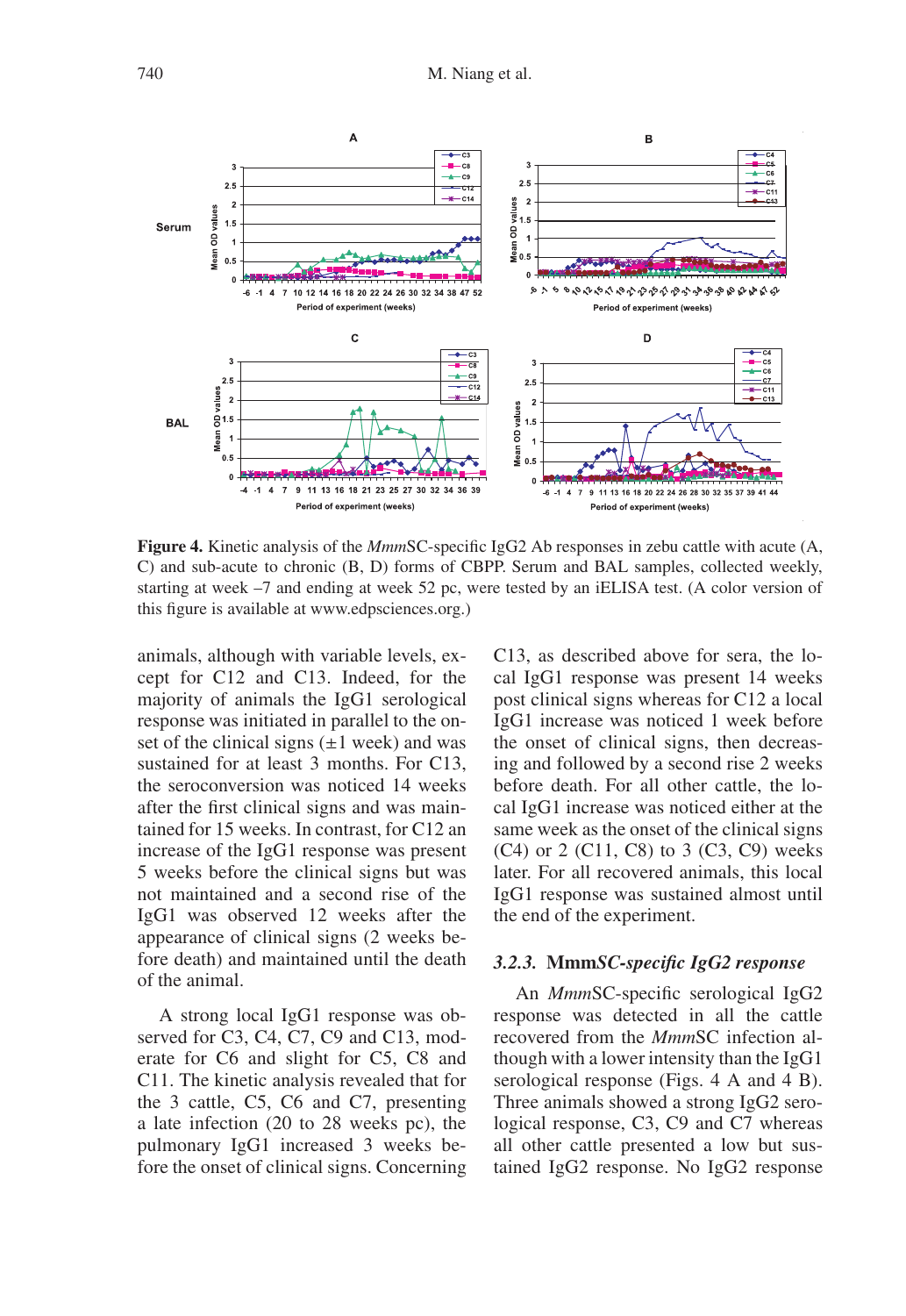Figure 4. Kinetic analysis of the *Mmm*SC-specific IgG2 Ab responses in zebu cattle with acute (A, C) and sub-acute to chronic (B, D) forms of CBPP. Serum and BAL samples, collected weekly, starting at week –7 and ending at week 52 pc, were tested by an iELISA test. (A color version of this figure is available at www.edpsciences.org.)

animals, although with variable levels, except for C12 and C13. Indeed, for the majority of animals the IgG1 serological response was initiated in parallel to the onset of the clinical signs (±1 week) and was sustained for at least 3 months. For C13, the seroconversion was noticed 14 weeks after the first clinical signs and was maintained for 15 weeks. In contrast, for C12 an increase of the IgG1 response was present 5 weeks before the clinical signs but was not maintained and a second rise of the IgG1 was observed 12 weeks after the appearance of clinical signs (2 weeks before death) and maintained until the death of the animal.

A strong local IgG1 response was observed for C3, C4, C7, C9 and C13, moderate for C6 and slight for C5, C8 and C11. The kinetic analysis revealed that for the 3 cattle, C5, C6 and C7, presenting a late infection (20 to 28 weeks pc), the pulmonary IgG1 increased 3 weeks before the onset of clinical signs. Concerning C13, as described above for sera, the local IgG1 response was present 14 weeks post clinical signs whereas for C12 a local IgG1 increase was noticed 1 week before the onset of clinical signs, then decreasing and followed by a second rise 2 weeks before death. For all other cattle, the local IgG1 increase was noticed either at the same week as the onset of the clinical signs (C4) or 2 (C11, C8) to 3 (C3, C9) weeks later. For all recovered animals, this local IgG1 response was sustained almost until the end of the experiment.

### 3.2.3. Mmm*SC-specific IgG2 response*

An *Mmm*SC-specific serological IgG2 response was detected in all the cattle recovered from the *Mmm*SC infection although with a lower intensity than the IgG1 serological response (Figs. 4 A and 4 B). Three animals showed a strong IgG2 serological response, C3, C9 and C7 whereas all other cattle presented a low but sustained IgG2 response. No IgG2 response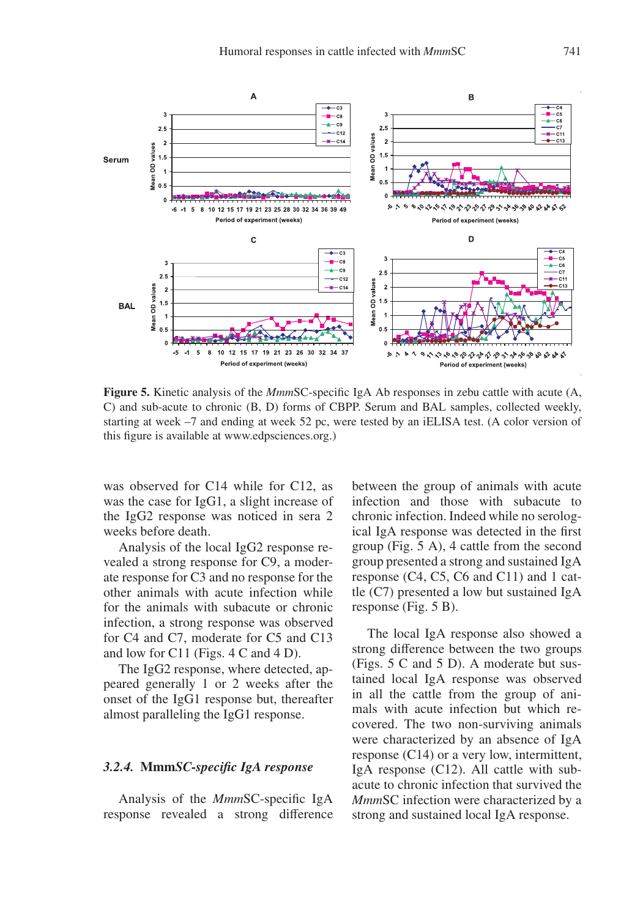**Figure 5.** Kinetic analysis of the *Mmm*SC-specific IgA Ab responses in zebu cattle with acute (A, C) and sub-acute to chronic (B, D) forms of CBPP. Serum and BAL samples, collected weekly, starting at week –7 and ending at week 52 pc, were tested by an iELISA test. (A color version of this figure is available at www.edpsciences.org.)

was observed for C14 while for C12, as was the case for IgG1, a slight increase of the IgG2 response was noticed in sera 2 weeks before death.

Analysis of the local IgG2 response revealed a strong response for C9, a moderate response for C3 and no response for the other animals with acute infection while for the animals with subacute or chronic infection, a strong response was observed for C4 and C7, moderate for C5 and C13 and low for C11 (Figs. 4 C and 4 D).

The IgG2 response, where detected, appeared generally 1 or 2 weeks after the onset of the IgG1 response but, thereafter almost paralleling the IgG1 response.

### *3.2.4.* **Mmm***SC-specific IgA response*

Analysis of the *Mmm*SC-specific IgA response revealed a strong difference between the group of animals with acute infection and those with subacute to chronic infection. Indeed while no serological IgA response was detected in the first group (Fig. 5 A), 4 cattle from the second group presented a strong and sustained IgA response (C4, C5, C6 and C11) and 1 cattle (C7) presented a low but sustained IgA response (Fig. 5 B).

The local IgA response also showed a strong difference between the two groups (Figs. 5 C and 5 D). A moderate but sustained local IgA response was observed in all the cattle from the group of animals with acute infection but which recovered. The two non-surviving animals were characterized by an absence of IgA response (C14) or a very low, intermittent, IgA response (C12). All cattle with subacute to chronic infection that survived the *Mmm*SC infection were characterized by a strong and sustained local IgA response.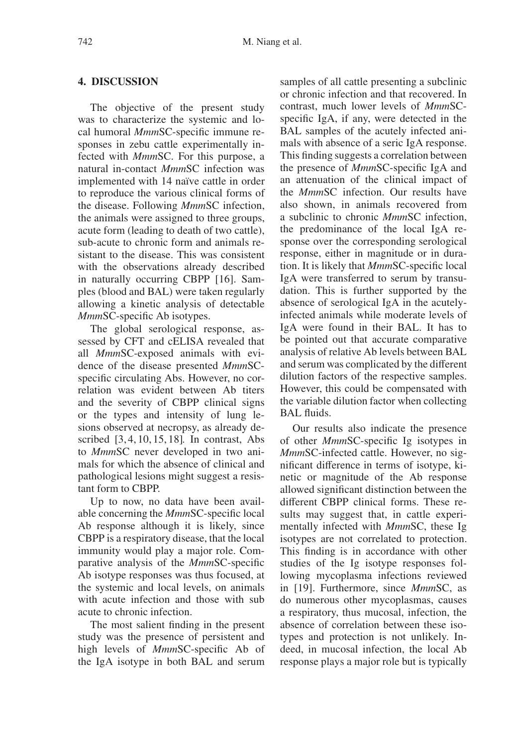## 4. DISCUSSION

The objective of the present study was to characterize the systemic and local humoral *Mmm*SC-specific immune responses in zebu cattle experimentally infected with *Mmm*SC. For this purpose, a natural in-contact *Mmm*SC infection was implemented with 14 naïve cattle in order to reproduce the various clinical forms of the disease. Following *Mmm*SC infection, the animals were assigned to three groups, acute form (leading to death of two cattle), sub-acute to chronic form and animals resistant to the disease. This was consistent with the observations already described in naturally occurring CBPP [16]. Samples (blood and BAL) were taken regularly allowing a kinetic analysis of detectable *Mmm*SC-specific Ab isotypes.

The global serological response, assessed by CFT and cELISA revealed that all *Mmm*SC-exposed animals with evidence of the disease presented *Mmm*SC-specific circulating Abs. However, no correlation was evident between Ab titers and the severity of CBPP clinical signs or the types and intensity of lung lesions observed at necropsy, as already described [3, 4, 10, 15, 18]. In contrast, Abs to *Mmm*SC never developed in two animals for which the absence of clinical and pathological lesions might suggest a resistant form to CBPP.

Up to now, no data have been available concerning the *Mmm*SC-specific local Ab response although it is likely, since CBPP is a respiratory disease, that the local immunity would play a major role. Comparative analysis of the *Mmm*SC-specific Ab isotype responses was thus focused, at the systemic and local levels, on animals with acute infection and those with sub acute to chronic infection.

The most salient finding in the present study was the presence of persistent and high levels of *Mmm*SC-specific Ab of the IgA isotype in both BAL and serum samples of all cattle presenting a subclinic or chronic infection and that recovered. In contrast, much lower levels of *Mmm*SC-specific IgA, if any, were detected in the BAL samples of the acutely infected animals with absence of a seric IgA response. This finding suggests a correlation between the presence of *Mmm*SC-specific IgA and an attenuation of the clinical impact of the *Mmm*SC infection. Our results have also shown, in animals recovered from a subclinic to chronic *Mmm*SC infection, the predominance of the local IgA response over the corresponding serological response, either in magnitude or in duration. It is likely that *Mmm*SC-specific local IgA were transferred to serum by transudation. This is further supported by the absence of serological IgA in the acutely-infected animals while moderate levels of IgA were found in their BAL. It has to be pointed out that accurate comparative analysis of relative Ab levels between BAL and serum was complicated by the different dilution factors of the respective samples. However, this could be compensated with the variable dilution factor when collecting BAL fluids.

Our results also indicate the presence of other *Mmm*SC-specific Ig isotypes in *Mmm*SC-infected cattle. However, no significant difference in terms of isotype, kinetic or magnitude of the Ab response allowed significant distinction between the different CBPP clinical forms. These results may suggest that, in cattle experimentally infected with *Mmm*SC, these Ig isotypes are not correlated to protection. This finding is in accordance with other studies of the Ig isotype responses following mycoplasma infections reviewed in [19]. Furthermore, since *Mmm*SC, as do numerous other mycoplasmas, causes a respiratory, thus mucosal, infection, the absence of correlation between these isotypes and protection is not unlikely. Indeed, in mucosal infection, the local Ab response plays a major role but is typically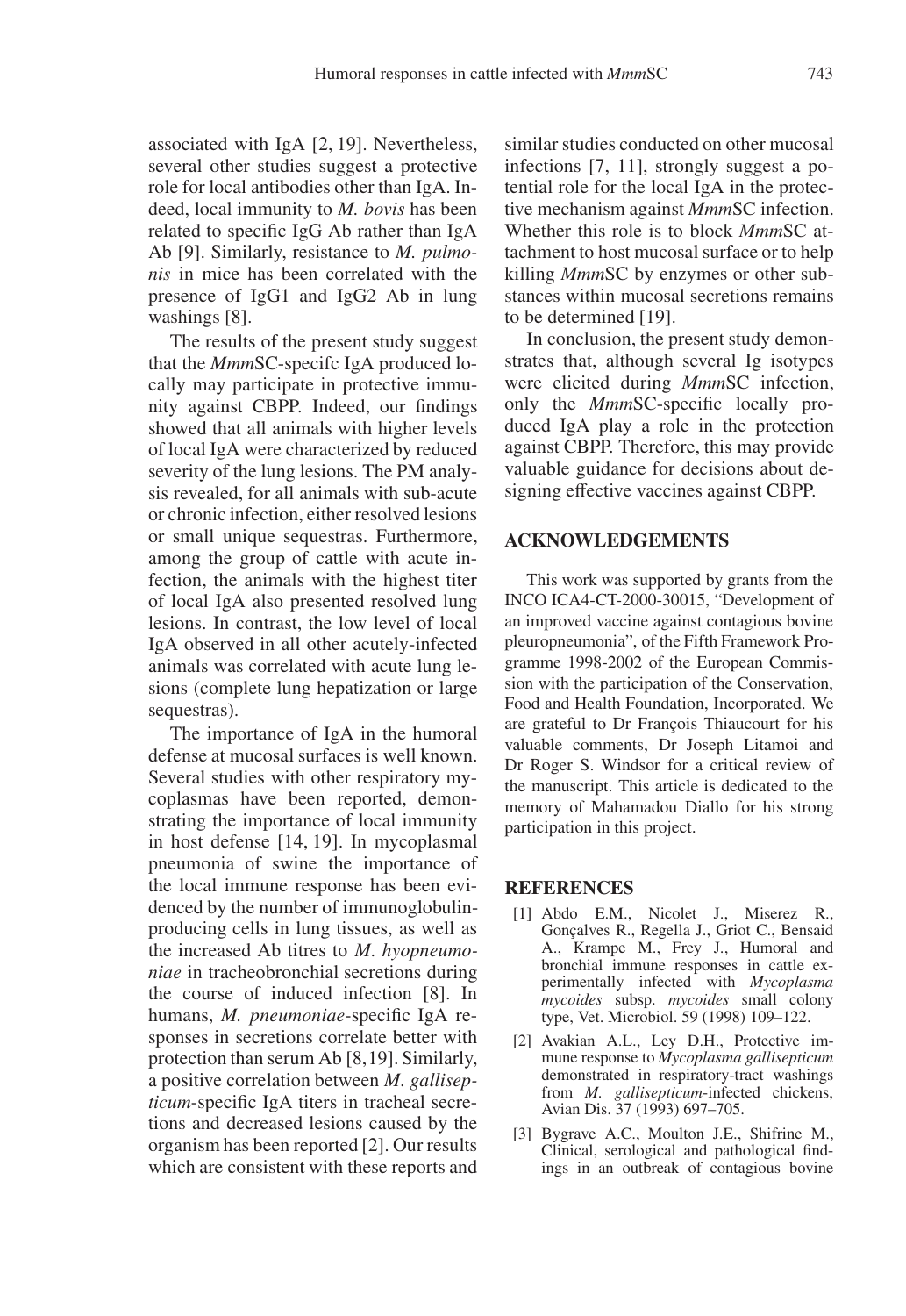associated with IgA [2, 19]. Nevertheless, several other studies suggest a protective role for local antibodies other than IgA. Indeed, local immunity to *M. bovis* has been related to specific IgG Ab rather than IgA Ab [9]. Similarly, resistance to *M. pulmonis* in mice has been correlated with the presence of IgG1 and IgG2 Ab in lung washings [8].

The results of the present study suggest that the *Mmm*SC-specifc IgA produced locally may participate in protective immunity against CBPP. Indeed, our findings showed that all animals with higher levels of local IgA were characterized by reduced severity of the lung lesions. The PM analysis revealed, for all animals with sub-acute or chronic infection, either resolved lesions or small unique sequestras. Furthermore, among the group of cattle with acute infection, the animals with the highest titer of local IgA also presented resolved lung lesions. In contrast, the low level of local IgA observed in all other acutely-infected animals was correlated with acute lung lesions (complete lung hepatization or large sequestras).

The importance of IgA in the humoral defense at mucosal surfaces is well known. Several studies with other respiratory mycoplasmas have been reported, demonstrating the importance of local immunity in host defense [14, 19]. In mycoplasmal pneumonia of swine the importance of the local immune response has been evidenced by the number of immunoglobulin-producing cells in lung tissues, as well as the increased Ab titres to *M. hyopneumoniae* in tracheobronchial secretions during the course of induced infection [8]. In humans, *M. pneumoniae*-specific IgA responses in secretions correlate better with protection than serum Ab [8,19]. Similarly, a positive correlation between *M. gallisepticum*-specific IgA titers in tracheal secretions and decreased lesions caused by the organism has been reported [2]. Our results which are consistent with these reports and similar studies conducted on other mucosal infections [7, 11], strongly suggest a potential role for the local IgA in the protective mechanism against *Mmm*SC infection. Whether this role is to block *Mmm*SC attachment to host mucosal surface or to help killing *Mmm*SC by enzymes or other substances within mucosal secretions remains to be determined [19].

In conclusion, the present study demonstrates that, although several Ig isotypes were elicited during *Mmm*SC infection, only the *Mmm*SC-specific locally produced IgA play a role in the protection against CBPP. Therefore, this may provide valuable guidance for decisions about designing effective vaccines against CBPP.

## ACKNOWLEDGEMENTS

This work was supported by grants from the INCO ICA4-CT-2000-30015, "Development of an improved vaccine against contagious bovine pleuropneumonia", of the Fifth Framework Programme 1998-2002 of the European Commission with the participation of the Conservation, Food and Health Foundation, Incorporated. We are grateful to Dr François Thiaucourt for his valuable comments, Dr Joseph Litamoi and Dr Roger S. Windsor for a critical review of the manuscript. This article is dedicated to the memory of Mahamadou Diallo for his strong participation in this project.

## REFERENCES

[1] Abdo E.M., Nicolet J., Miserez R., Gonçalves R., Regella J., Griot C., Bensaid A., Krampe M., Frey J., Humoral and bronchial immune responses in cattle experimentally infected with *Mycoplasma mycoides* subsp. *mycoides* small colony type, Vet. Microbiol. 59 (1998) 109–122.

[2] Avakian A.L., Ley D.H., Protective immune response to *Mycoplasma gallisepticum* demonstrated in respiratory-tract washings from *M. gallisepticum*-infected chickens, Avian Dis. 37 (1993) 697–705.

[3] Bygrave A.C., Moulton J.E., Shifrine M., Clinical, serological and pathological findings in an outbreak of contagious bovine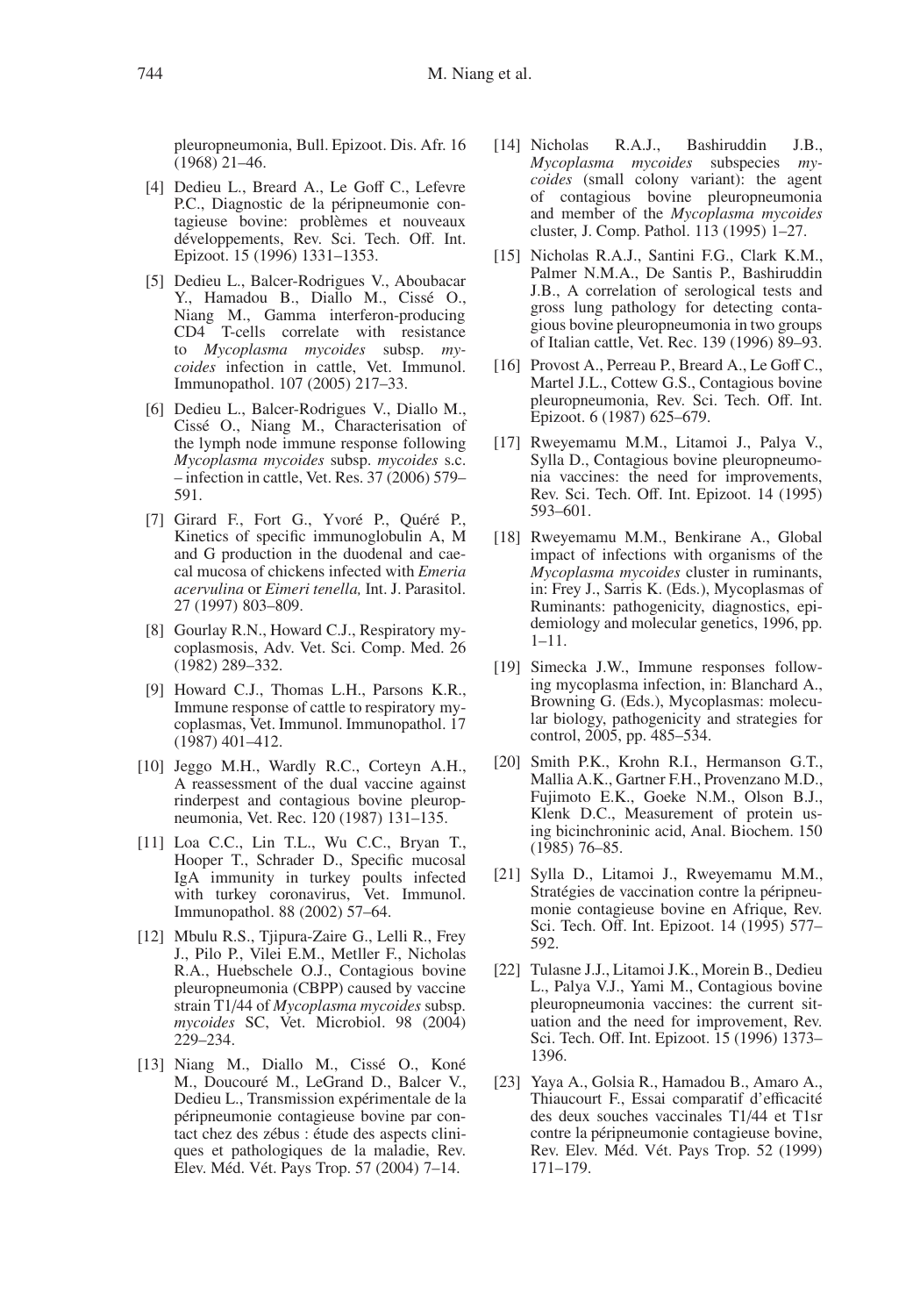pleuropneumonia, Bull. Epizoot. Dis. Afr. 16 (1968) 21–46.

[4] Dedieu L., Breard A., Le Goff C., Lefevre P.C., Diagnostic de la péripneumonie contagieuse bovine: problèmes et nouveaux développements, Rev. Sci. Tech. Off. Int. Epizoot. 15 (1996) 1331–1353.

[5] Dedieu L., Balcer-Rodrigues V., Aboubacar Y., Hamadou B., Diallo M., Cissé O., Niang M., Gamma interferon-producing CD4 T-cells correlate with resistance to *Mycoplasma mycoides* subsp. *mycoides* infection in cattle, Vet. Immunol. Immunopathol. 107 (2005) 217–33.

[6] Dedieu L., Balcer-Rodrigues V., Diallo M., Cissé O., Niang M., Characterisation of the lymph node immune response following *Mycoplasma mycoides* subsp. *mycoides* s.c. – infection in cattle, Vet. Res. 37 (2006) 579–591.

[7] Girard F., Fort G., Yvoré P., Quéré P., Kinetics of specific immunoglobulin A, M and G production in the duodenal and caecal mucosa of chickens infected with *Emeria acervulina* or *Eimeri tenella,* Int. J. Parasitol. 27 (1997) 803–809.

[8] Gourlay R.N., Howard C.J., Respiratory mycoplasmosis, Adv. Vet. Sci. Comp. Med. 26 (1982) 289–332.

[9] Howard C.J., Thomas L.H., Parsons K.R., Immune response of cattle to respiratory mycoplasmas, Vet. Immunol. Immunopathol. 17 (1987) 401–412.

[10] Jeggo M.H., Wardly R.C., Corteyn A.H., A reassessment of the dual vaccine against rinderpest and contagious bovine pleuropneumonia, Vet. Rec. 120 (1987) 131–135.

[11] Loa C.C., Lin T.L., Wu C.C., Bryan T., Hooper T., Schrader D., Specific mucosal IgA immunity in turkey poults infected with turkey coronavirus, Vet. Immunol. Immunopathol. 88 (2002) 57–64.

[12] Mbulu R.S., Tjipura-Zaire G., Lelli R., Frey J., Pilo P., Vilei E.M., Metller F., Nicholas R.A., Huebschele O.J., Contagious bovine pleuropneumonia (CBPP) caused by vaccine strain T1/44 of *Mycoplasma mycoides* subsp. *mycoides* SC, Vet. Microbiol. 98 (2004) 229–234.

[13] Niang M., Diallo M., Cissé O., Koné M., Doucouré M., LeGrand D., Balcer V., Dedieu L., Transmission expérimentale de la péripneumonie contagieuse bovine par contact chez des zébus : étude des aspects cliniques et pathologiques de la maladie, Rev. Elev. Méd. Vét. Pays Trop. 57 (2004) 7–14.

[14] Nicholas R.A.J., Bashiruddin J.B., *Mycoplasma mycoides* subspecies *mycoides* (small colony variant): the agent of contagious bovine pleuropneumonia and member of the *Mycoplasma mycoides* cluster, J. Comp. Pathol. 113 (1995) 1–27.

[15] Nicholas R.A.J., Santini F.G., Clark K.M., Palmer N.M.A., De Santis P., Bashiruddin J.B., A correlation of serological tests and gross lung pathology for detecting contagious bovine pleuropneumonia in two groups of Italian cattle, Vet. Rec. 139 (1996) 89–93.

[16] Provost A., Perreau P., Breard A., Le Goff C., Martel J.L., Cottew G.S., Contagious bovine pleuropneumonia, Rev. Sci. Tech. Off. Int. Epizoot. 6 (1987) 625–679.

[17] Rweyemamu M.M., Litamoi J., Palya V., Sylla D., Contagious bovine pleuropneumonia vaccines: the need for improvements, Rev. Sci. Tech. Off. Int. Epizoot. 14 (1995) 593–601.

[18] Rweyemamu M.M., Benkirane A., Global impact of infections with organisms of the *Mycoplasma mycoides* cluster in ruminants, in: Frey J., Sarris K. (Eds.), Mycoplasmas of Ruminants: pathogenicity, diagnostics, epidemiology and molecular genetics, 1996, pp. 1–11.

[19] Simecka J.W., Immune responses following mycoplasma infection, in: Blanchard A., Browning G. (Eds.), Mycoplasmas: molecular biology, pathogenicity and strategies for control, 2005, pp. 485–534.

[20] Smith P.K., Krohn R.I., Hermanson G.T., Mallia A.K., Gartner F.H., Provenzano M.D., Fujimoto E.K., Goeke N.M., Olson B.J., Klenk D.C., Measurement of protein using bicinchroninic acid, Anal. Biochem. 150 (1985) 76–85.

[21] Sylla D., Litamoi J., Rweyemamu M.M., Stratégies de vaccination contre la péripneumonie contagieuse bovine en Afrique, Rev. Sci. Tech. Off. Int. Epizoot. 14 (1995) 577–592.

[22] Tulasne J.J., Litamoi J.K., Morein B., Dedieu L., Palya V.J., Yami M., Contagious bovine pleuropneumonia vaccines: the current situation and the need for improvement, Rev. Sci. Tech. Off. Int. Epizoot. 15 (1996) 1373–1396.

[23] Yaya A., Golsia R., Hamadou B., Amaro A., Thiaucourt F., Essai comparatif d'efficacité des deux souches vaccinales T1/44 et T1sr contre la péripneumonie contagieuse bovine, Rev. Elev. Méd. Vét. Pays Trop. 52 (1999) 171–179.